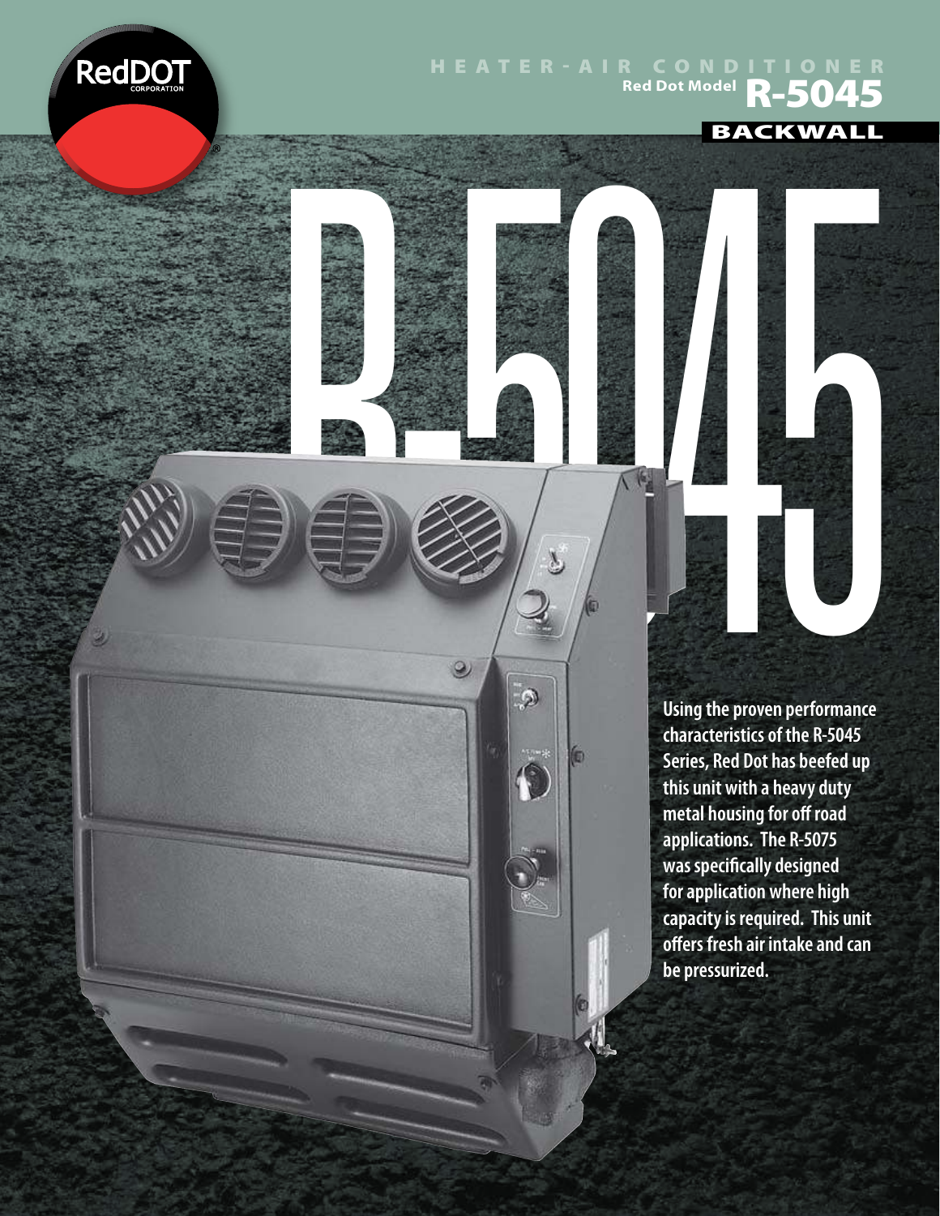# HEATER-AIR CONDITIONER

## Red Dot Model R-5045

### BACKWALL

R-5045

**Using the proven performance characteristics of the R-5045 Series, Red Dot has beefed up this unit with a heavy duty metal housing for off road applications. The R-5075 was specifically designed for application where high capacity is required. This unit offers fresh air intake and can be pressurized.**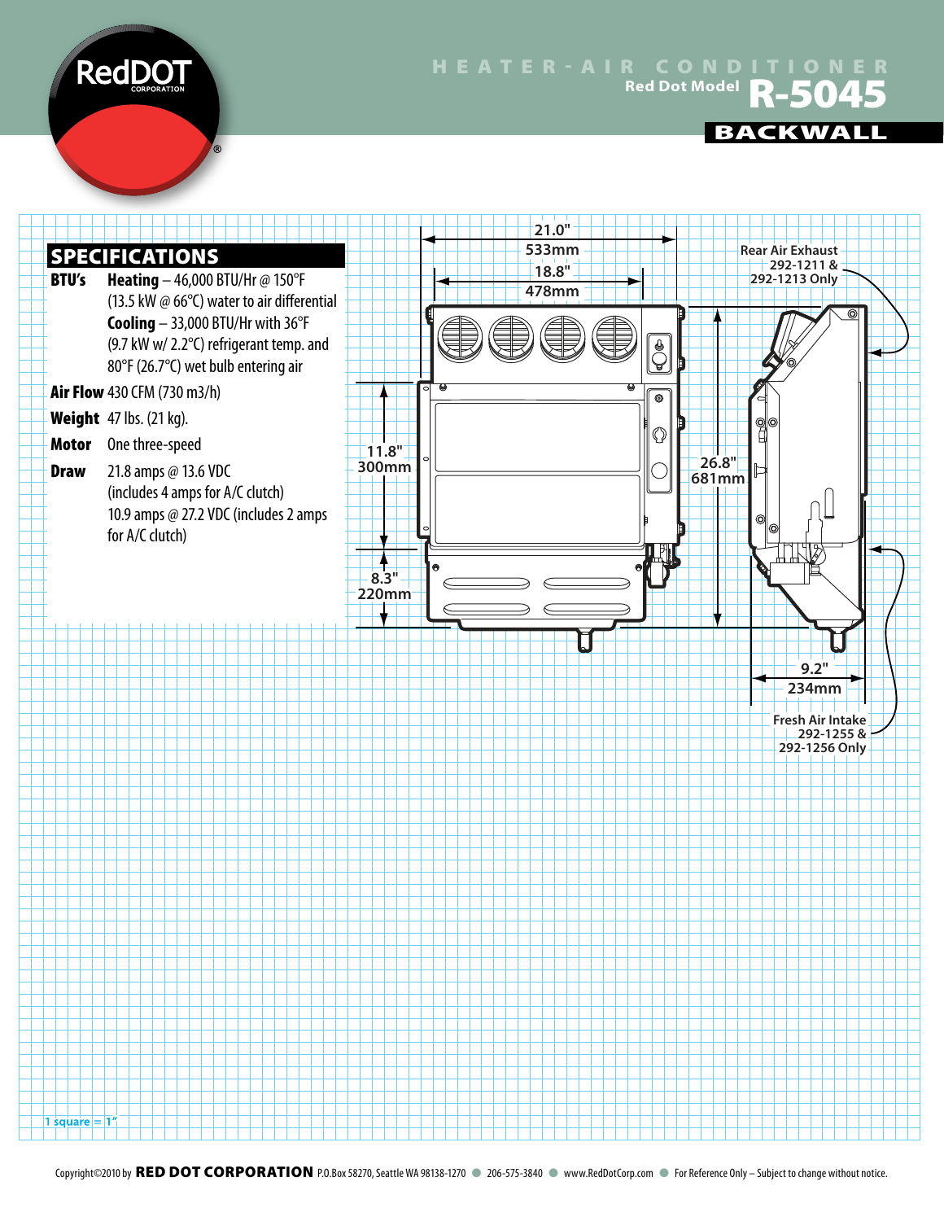# HEATER-AIR CONDITIONER

Red Dot Model **R-5045**

**BACKWALL**

## SPECIFICATIONS

**BTU's** **Heating** – 46,000 BTU/Hr @ 150°F (13.5 kW @ 66°C) water to air differential
**Cooling** – 33,000 BTU/Hr with 36°F (9.7 kW w/ 2.2°C) refrigerant temp. and 80°F (26.7°C) wet bulb entering air

**Air Flow** 430 CFM (730 m3/h)

**Weight** 47 lbs. (21 kg).

**Motor** One three-speed

**Draw** 21.8 amps @ 13.6 VDC (includes 4 amps for A/C clutch)
10.9 amps @ 27.2 VDC (includes 2 amps for A/C clutch)

21.0"
533mm

18.8"
478mm

11.8"
300mm

8.3"
220mm

26.8"
681mm

9.2"
234mm

Rear Air Exhaust
292-1211 &
292-1213 Only

Fresh Air Intake
292-1255 &
292-1256 Only

1 square = 1"

Copyright©2010 by **RED DOT CORPORATION** P.O.Box 58270, Seattle WA 98138-1270 • 206-575-3840 • www.RedDotCorp.com • For Reference Only – Subject to change without notice.